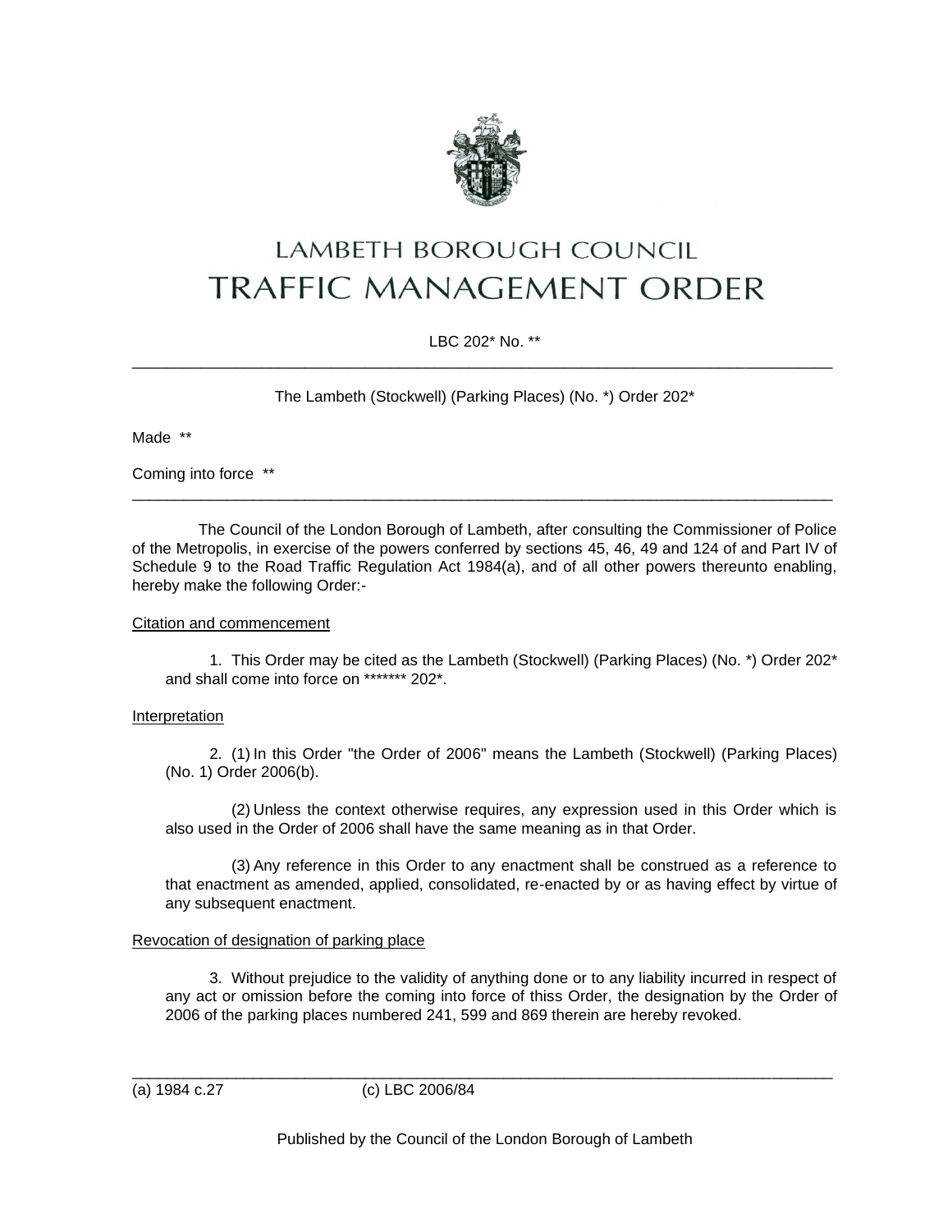# LAMBETH BOROUGH COUNCIL
# TRAFFIC MANAGEMENT ORDER

LBC 202* No. **

---

The Lambeth (Stockwell) (Parking Places) (No. *) Order 202*

Made **

Coming into force **

---

The Council of the London Borough of Lambeth, after consulting the Commissioner of Police of the Metropolis, in exercise of the powers conferred by sections 45, 46, 49 and 124 of and Part IV of Schedule 9 to the Road Traffic Regulation Act 1984(a), and of all other powers thereunto enabling, hereby make the following Order:-

Citation and commencement

1. This Order may be cited as the Lambeth (Stockwell) (Parking Places) (No. *) Order 202* and shall come into force on ******* 202*.

Interpretation

2. (1) In this Order "the Order of 2006" means the Lambeth (Stockwell) (Parking Places) (No. 1) Order 2006(b).

(2) Unless the context otherwise requires, any expression used in this Order which is also used in the Order of 2006 shall have the same meaning as in that Order.

(3) Any reference in this Order to any enactment shall be construed as a reference to that enactment as amended, applied, consolidated, re-enacted by or as having effect by virtue of any subsequent enactment.

Revocation of designation of parking place

3. Without prejudice to the validity of anything done or to any liability incurred in respect of any act or omission before the coming into force of thiss Order, the designation by the Order of 2006 of the parking places numbered 241, 599 and 869 therein are hereby revoked.

---

(a) 1984 c.27 (c) LBC 2006/84

Published by the Council of the London Borough of Lambeth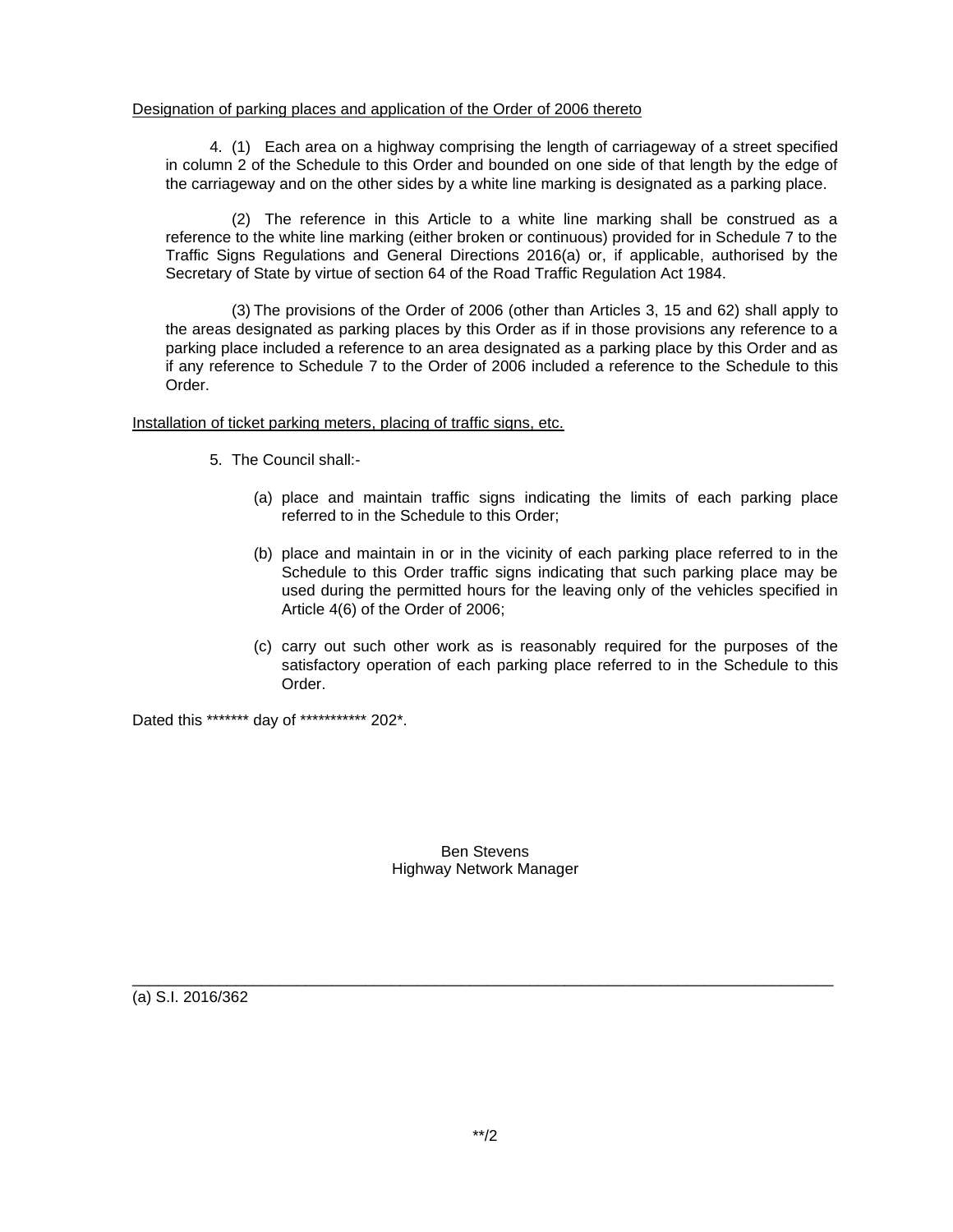Designation of parking places and application of the Order of 2006 thereto

4. (1) Each area on a highway comprising the length of carriageway of a street specified in column 2 of the Schedule to this Order and bounded on one side of that length by the edge of the carriageway and on the other sides by a white line marking is designated as a parking place.

(2) The reference in this Article to a white line marking shall be construed as a reference to the white line marking (either broken or continuous) provided for in Schedule 7 to the Traffic Signs Regulations and General Directions 2016(a) or, if applicable, authorised by the Secretary of State by virtue of section 64 of the Road Traffic Regulation Act 1984.

(3) The provisions of the Order of 2006 (other than Articles 3, 15 and 62) shall apply to the areas designated as parking places by this Order as if in those provisions any reference to a parking place included a reference to an area designated as a parking place by this Order and as if any reference to Schedule 7 to the Order of 2006 included a reference to the Schedule to this Order.

Installation of ticket parking meters, placing of traffic signs, etc.

5. The Council shall:-

(a) place and maintain traffic signs indicating the limits of each parking place referred to in the Schedule to this Order;

(b) place and maintain in or in the vicinity of each parking place referred to in the Schedule to this Order traffic signs indicating that such parking place may be used during the permitted hours for the leaving only of the vehicles specified in Article 4(6) of the Order of 2006;

(c) carry out such other work as is reasonably required for the purposes of the satisfactory operation of each parking place referred to in the Schedule to this Order.

Dated this ******* day of *********** 202*.

Ben Stevens
Highway Network Manager

---

(a) S.I. 2016/362

**/2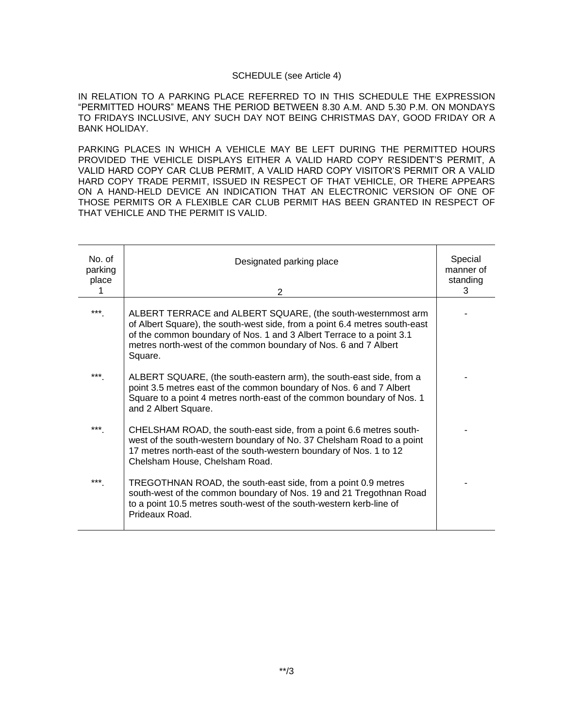SCHEDULE (see Article 4)

IN RELATION TO A PARKING PLACE REFERRED TO IN THIS SCHEDULE THE EXPRESSION "PERMITTED HOURS" MEANS THE PERIOD BETWEEN 8.30 A.M. AND 5.30 P.M. ON MONDAYS TO FRIDAYS INCLUSIVE, ANY SUCH DAY NOT BEING CHRISTMAS DAY, GOOD FRIDAY OR A BANK HOLIDAY.

PARKING PLACES IN WHICH A VEHICLE MAY BE LEFT DURING THE PERMITTED HOURS PROVIDED THE VEHICLE DISPLAYS EITHER A VALID HARD COPY RESIDENT'S PERMIT, A VALID HARD COPY CAR CLUB PERMIT, A VALID HARD COPY VISITOR'S PERMIT OR A VALID HARD COPY TRADE PERMIT, ISSUED IN RESPECT OF THAT VEHICLE, OR THERE APPEARS ON A HAND-HELD DEVICE AN INDICATION THAT AN ELECTRONIC VERSION OF ONE OF THOSE PERMITS OR A FLEXIBLE CAR CLUB PERMIT HAS BEEN GRANTED IN RESPECT OF THAT VEHICLE AND THE PERMIT IS VALID.

| No. of parking place 1 | Designated parking place 2 | Special manner of standing 3 |
|---|---|---|
| ***. | ALBERT TERRACE and ALBERT SQUARE, (the south-westernmost arm of Albert Square), the south-west side, from a point 6.4 metres south-east of the common boundary of Nos. 1 and 3 Albert Terrace to a point 3.1 metres north-west of the common boundary of Nos. 6 and 7 Albert Square. | - |
| ***. | ALBERT SQUARE, (the south-eastern arm), the south-east side, from a point 3.5 metres east of the common boundary of Nos. 6 and 7 Albert Square to a point 4 metres north-east of the common boundary of Nos. 1 and 2 Albert Square. | - |
| ***. | CHELSHAM ROAD, the south-east side, from a point 6.6 metres south-west of the south-western boundary of No. 37 Chelsham Road to a point 17 metres north-east of the south-western boundary of Nos. 1 to 12 Chelsham House, Chelsham Road. | - |
| ***. | TREGOTHNAN ROAD, the south-east side, from a point 0.9 metres south-west of the common boundary of Nos. 19 and 21 Tregothnan Road to a point 10.5 metres south-west of the south-western kerb-line of Prideaux Road. | - |